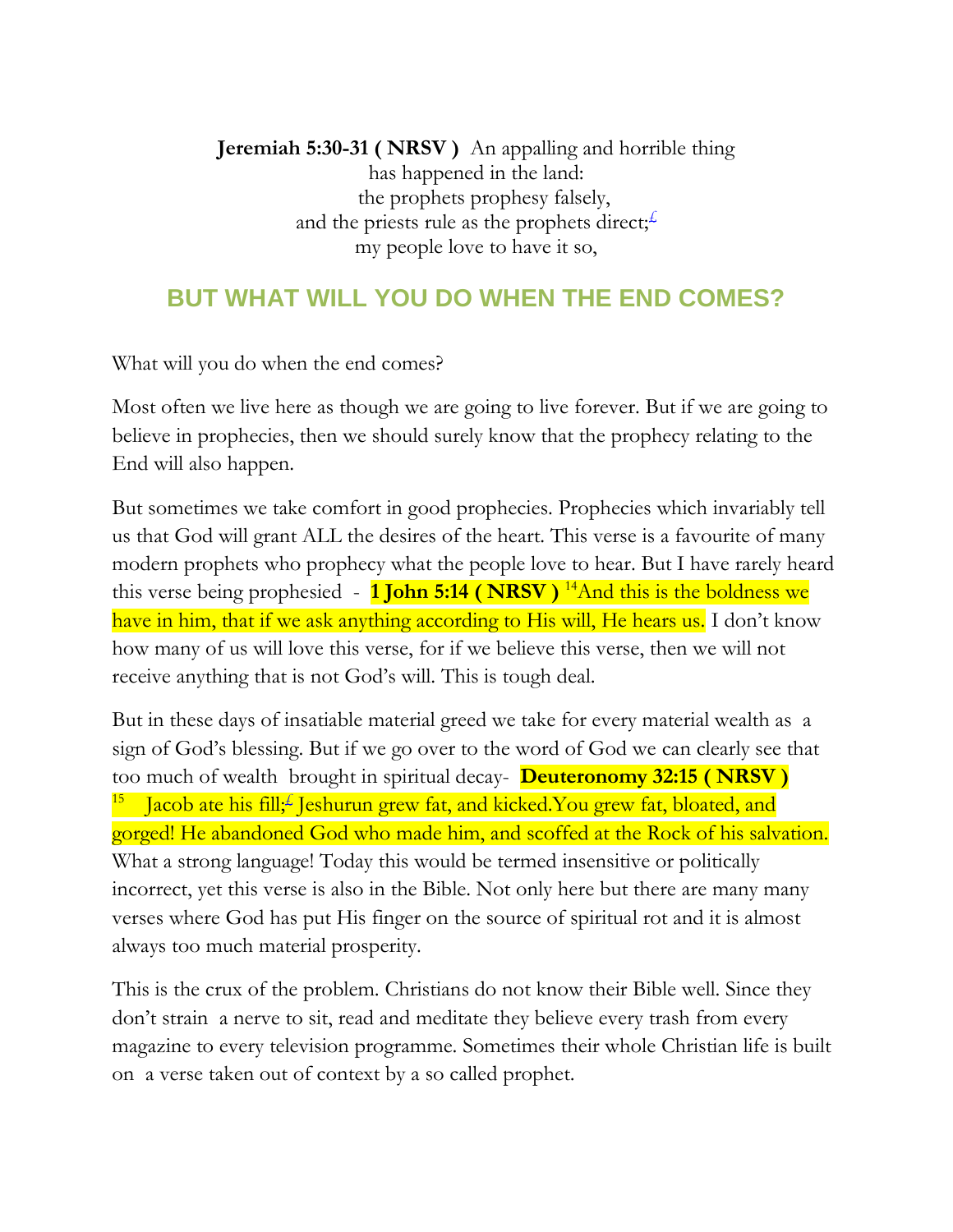**Jeremiah 5:30-31 ( NRSV )** An appalling and horrible thing
has happened in the land:
the prophets prophesy falsely,
and the priests rule as the prophets direct;[£]
my people love to have it so,

## BUT WHAT WILL YOU DO WHEN THE END COMES?

What will you do when the end comes?

Most often we live here as though we are going to live forever. But if we are going to believe in prophecies, then we should surely know that the prophecy relating to the End will also happen.

But sometimes we take comfort in good prophecies. Prophecies which invariably tell us that God will grant ALL the desires of the heart. This verse is a favourite of many modern prophets who prophecy what the people love to hear. But I have rarely heard this verse being prophesied - **1 John 5:14 ( NRSV )** [14]And this is the boldness we have in him, that if we ask anything according to His will, He hears us. I don't know how many of us will love this verse, for if we believe this verse, then we will not receive anything that is not God's will. This is tough deal.

But in these days of insatiable material greed we take for every material wealth as a sign of God's blessing. But if we go over to the word of God we can clearly see that too much of wealth brought in spiritual decay- **Deuteronomy 32:15 ( NRSV )** [15] Jacob ate his fill;[£] Jeshurun grew fat, and kicked.You grew fat, bloated, and gorged! He abandoned God who made him, and scoffed at the Rock of his salvation. What a strong language! Today this would be termed insensitive or politically incorrect, yet this verse is also in the Bible. Not only here but there are many many verses where God has put His finger on the source of spiritual rot and it is almost always too much material prosperity.

This is the crux of the problem. Christians do not know their Bible well. Since they don't strain a nerve to sit, read and meditate they believe every trash from every magazine to every television programme. Sometimes their whole Christian life is built on a verse taken out of context by a so called prophet.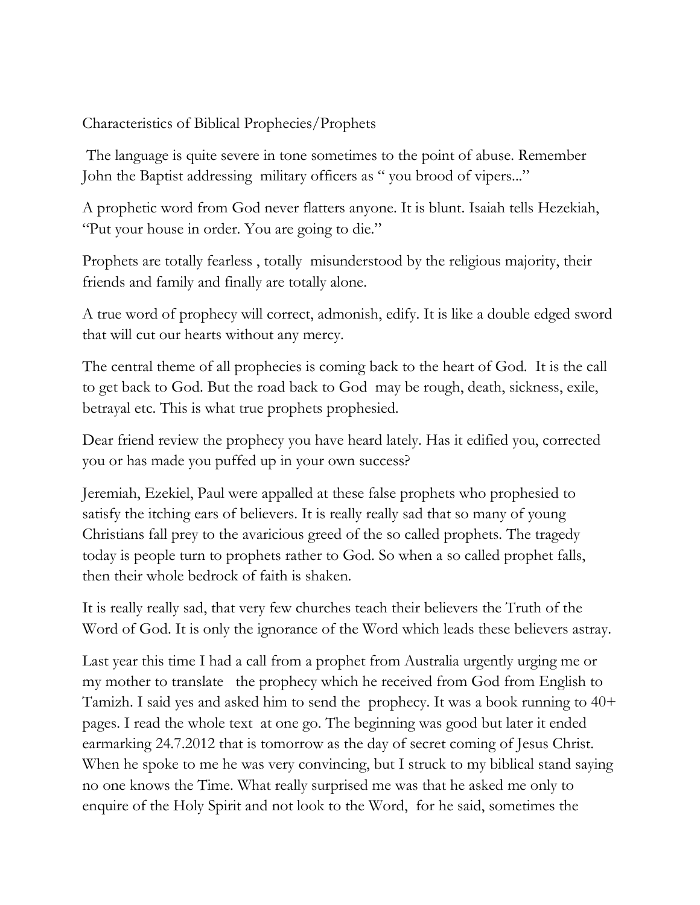Characteristics of Biblical Prophecies/Prophets

The language is quite severe in tone sometimes to the point of abuse. Remember John the Baptist addressing military officers as " you brood of vipers..."

A prophetic word from God never flatters anyone. It is blunt. Isaiah tells Hezekiah, "Put your house in order. You are going to die."

Prophets are totally fearless , totally misunderstood by the religious majority, their friends and family and finally are totally alone.

A true word of prophecy will correct, admonish, edify. It is like a double edged sword that will cut our hearts without any mercy.

The central theme of all prophecies is coming back to the heart of God. It is the call to get back to God. But the road back to God may be rough, death, sickness, exile, betrayal etc. This is what true prophets prophesied.

Dear friend review the prophecy you have heard lately. Has it edified you, corrected you or has made you puffed up in your own success?

Jeremiah, Ezekiel, Paul were appalled at these false prophets who prophesied to satisfy the itching ears of believers. It is really really sad that so many of young Christians fall prey to the avaricious greed of the so called prophets. The tragedy today is people turn to prophets rather to God. So when a so called prophet falls, then their whole bedrock of faith is shaken.

It is really really sad, that very few churches teach their believers the Truth of the Word of God. It is only the ignorance of the Word which leads these believers astray.

Last year this time I had a call from a prophet from Australia urgently urging me or my mother to translate the prophecy which he received from God from English to Tamizh. I said yes and asked him to send the prophecy. It was a book running to 40+ pages. I read the whole text at one go. The beginning was good but later it ended earmarking 24.7.2012 that is tomorrow as the day of secret coming of Jesus Christ. When he spoke to me he was very convincing, but I struck to my biblical stand saying no one knows the Time. What really surprised me was that he asked me only to enquire of the Holy Spirit and not look to the Word, for he said, sometimes the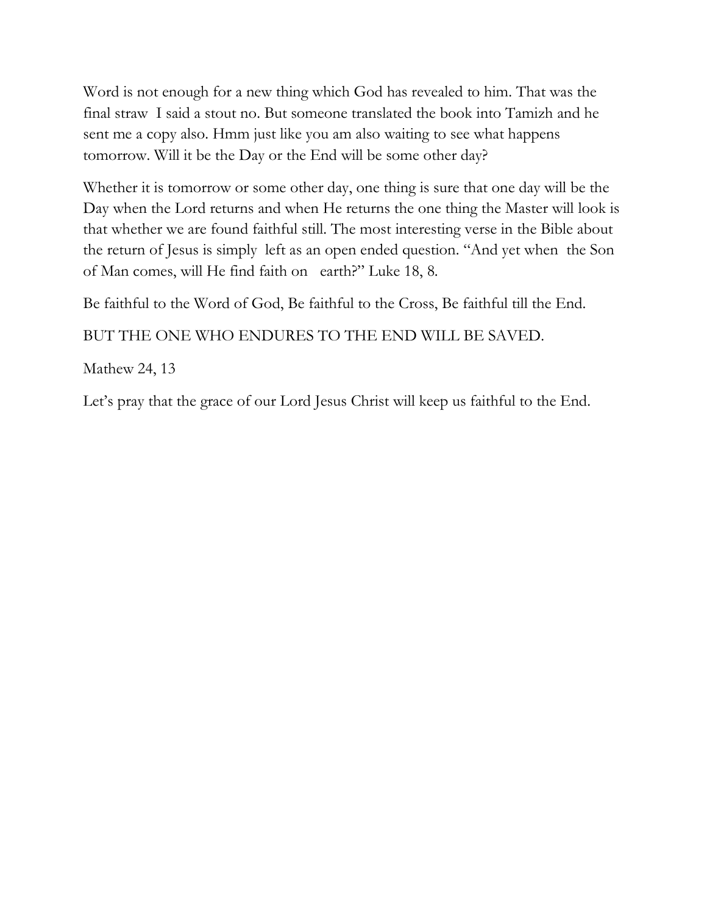Word is not enough for a new thing which God has revealed to him. That was the final straw I said a stout no. But someone translated the book into Tamizh and he sent me a copy also. Hmm just like you am also waiting to see what happens tomorrow. Will it be the Day or the End will be some other day?

Whether it is tomorrow or some other day, one thing is sure that one day will be the Day when the Lord returns and when He returns the one thing the Master will look is that whether we are found faithful still. The most interesting verse in the Bible about the return of Jesus is simply left as an open ended question. "And yet when the Son of Man comes, will He find faith on earth?" Luke 18, 8.

Be faithful to the Word of God, Be faithful to the Cross, Be faithful till the End.

BUT THE ONE WHO ENDURES TO THE END WILL BE SAVED.

Mathew 24, 13

Let's pray that the grace of our Lord Jesus Christ will keep us faithful to the End.